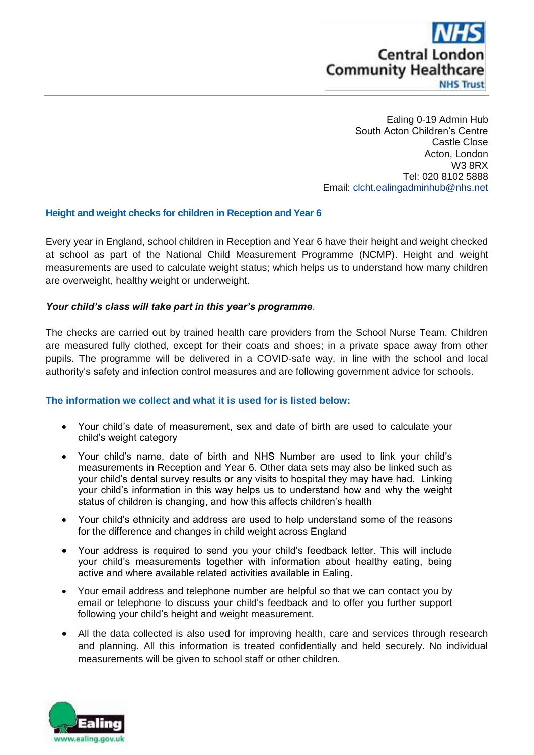NHS
Central London Community Healthcare
NHS Trust

Ealing 0-19 Admin Hub
South Acton Children's Centre
Castle Close
Acton, London
W3 8RX
Tel: 020 8102 5888
Email: clcht.ealingadminhub@nhs.net

## Height and weight checks for children in Reception and Year 6

Every year in England, school children in Reception and Year 6 have their height and weight checked at school as part of the National Child Measurement Programme (NCMP). Height and weight measurements are used to calculate weight status; which helps us to understand how many children are overweight, healthy weight or underweight.

***Your child's class will take part in this year's programme***.

The checks are carried out by trained health care providers from the School Nurse Team. Children are measured fully clothed, except for their coats and shoes; in a private space away from other pupils. The programme will be delivered in a COVID-safe way, in line with the school and local authority's safety and infection control measures and are following government advice for schools.

### The information we collect and what it is used for is listed below:

- Your child's date of measurement, sex and date of birth are used to calculate your child's weight category
- Your child's name, date of birth and NHS Number are used to link your child's measurements in Reception and Year 6. Other data sets may also be linked such as your child's dental survey results or any visits to hospital they may have had. Linking your child's information in this way helps us to understand how and why the weight status of children is changing, and how this affects children's health
- Your child's ethnicity and address are used to help understand some of the reasons for the difference and changes in child weight across England
- Your address is required to send you your child's feedback letter. This will include your child's measurements together with information about healthy eating, being active and where available related activities available in Ealing.
- Your email address and telephone number are helpful so that we can contact you by email or telephone to discuss your child's feedback and to offer you further support following your child's height and weight measurement.
- All the data collected is also used for improving health, care and services through research and planning. All this information is treated confidentially and held securely. No individual measurements will be given to school staff or other children.

Ealing
www.ealing.gov.uk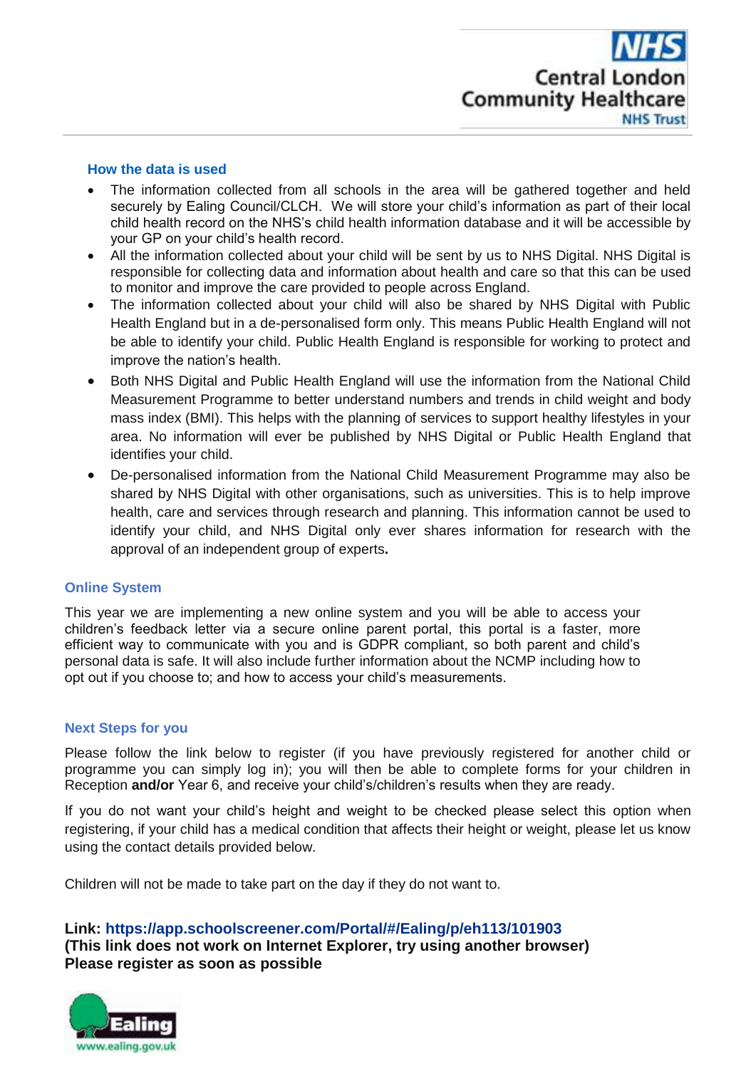## How the data is used

- The information collected from all schools in the area will be gathered together and held securely by Ealing Council/CLCH. We will store your child's information as part of their local child health record on the NHS's child health information database and it will be accessible by your GP on your child's health record.
- All the information collected about your child will be sent by us to NHS Digital. NHS Digital is responsible for collecting data and information about health and care so that this can be used to monitor and improve the care provided to people across England.
- The information collected about your child will also be shared by NHS Digital with Public Health England but in a de-personalised form only. This means Public Health England will not be able to identify your child. Public Health England is responsible for working to protect and improve the nation's health.
- Both NHS Digital and Public Health England will use the information from the National Child Measurement Programme to better understand numbers and trends in child weight and body mass index (BMI). This helps with the planning of services to support healthy lifestyles in your area. No information will ever be published by NHS Digital or Public Health England that identifies your child.
- De-personalised information from the National Child Measurement Programme may also be shared by NHS Digital with other organisations, such as universities. This is to help improve health, care and services through research and planning. This information cannot be used to identify your child, and NHS Digital only ever shares information for research with the approval of an independent group of experts**.**

## Online System

This year we are implementing a new online system and you will be able to access your children's feedback letter via a secure online parent portal, this portal is a faster, more efficient way to communicate with you and is GDPR compliant, so both parent and child's personal data is safe. It will also include further information about the NCMP including how to opt out if you choose to; and how to access your child's measurements.

## Next Steps for you

Please follow the link below to register (if you have previously registered for another child or programme you can simply log in); you will then be able to complete forms for your children in Reception **and/or** Year 6, and receive your child's/children's results when they are ready.

If you do not want your child's height and weight to be checked please select this option when registering, if your child has a medical condition that affects their height or weight, please let us know using the contact details provided below.

Children will not be made to take part on the day if they do not want to.

**Link: https://app.schoolscreener.com/Portal/#/Ealing/p/eh113/101903**
**(This link does not work on Internet Explorer, try using another browser)**
**Please register as soon as possible**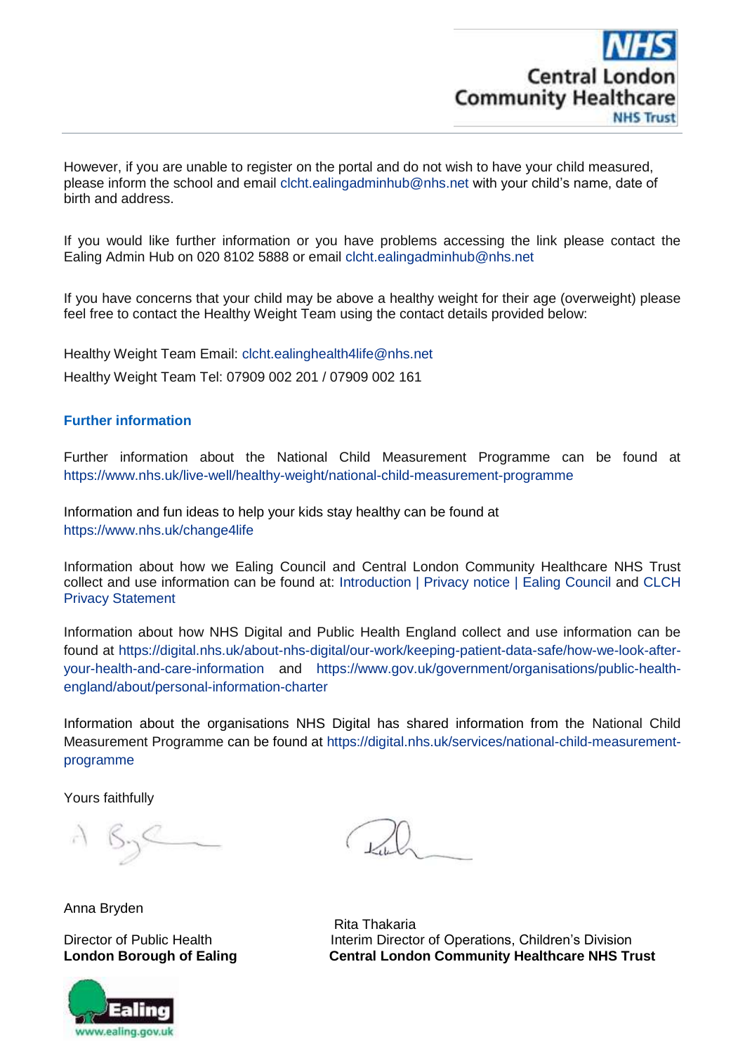However, if you are unable to register on the portal and do not wish to have your child measured, please inform the school and email clcht.ealingadminhub@nhs.net with your child's name, date of birth and address.

If you would like further information or you have problems accessing the link please contact the Ealing Admin Hub on 020 8102 5888 or email clcht.ealingadminhub@nhs.net

If you have concerns that your child may be above a healthy weight for their age (overweight) please feel free to contact the Healthy Weight Team using the contact details provided below:

Healthy Weight Team Email: clcht.ealinghealth4life@nhs.net

Healthy Weight Team Tel: 07909 002 201 / 07909 002 161

## Further information

Further information about the National Child Measurement Programme can be found at https://www.nhs.uk/live-well/healthy-weight/national-child-measurement-programme

Information and fun ideas to help your kids stay healthy can be found at https://www.nhs.uk/change4life

Information about how we Ealing Council and Central London Community Healthcare NHS Trust collect and use information can be found at: Introduction | Privacy notice | Ealing Council and CLCH Privacy Statement

Information about how NHS Digital and Public Health England collect and use information can be found at https://digital.nhs.uk/about-nhs-digital/our-work/keeping-patient-data-safe/how-we-look-after-your-health-and-care-information and https://www.gov.uk/government/organisations/public-health-england/about/personal-information-charter

Information about the organisations NHS Digital has shared information from the National Child Measurement Programme can be found at https://digital.nhs.uk/services/national-child-measurement-programme

Yours faithfully

Anna Bryden

Director of Public Health
**London Borough of Ealing**

Rita Thakaria

Interim Director of Operations, Children's Division
**Central London Community Healthcare NHS Trust**